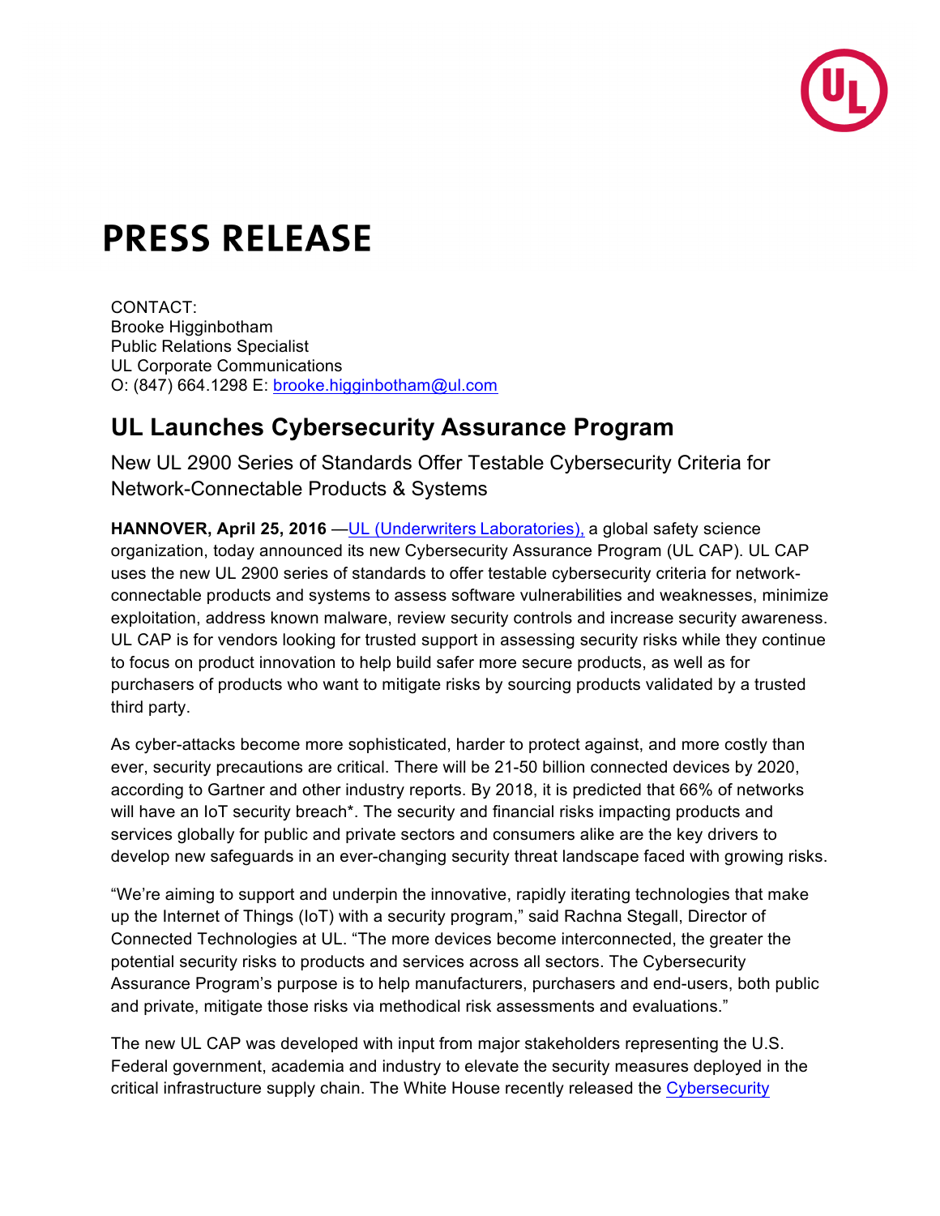# PRESS RELEASE

CONTACT:
Brooke Higginbotham
Public Relations Specialist
UL Corporate Communications
O: (847) 664.1298 E: [brooke.higginbotham@ul.com](mailto:brooke.higginbotham@ul.com)

## UL Launches Cybersecurity Assurance Program

New UL 2900 Series of Standards Offer Testable Cybersecurity Criteria for Network-Connectable Products & Systems

**HANNOVER, April 25, 2016** —UL (Underwriters Laboratories), a global safety science organization, today announced its new Cybersecurity Assurance Program (UL CAP). UL CAP uses the new UL 2900 series of standards to offer testable cybersecurity criteria for network-connectable products and systems to assess software vulnerabilities and weaknesses, minimize exploitation, address known malware, review security controls and increase security awareness. UL CAP is for vendors looking for trusted support in assessing security risks while they continue to focus on product innovation to help build safer more secure products, as well as for purchasers of products who want to mitigate risks by sourcing products validated by a trusted third party.

As cyber-attacks become more sophisticated, harder to protect against, and more costly than ever, security precautions are critical. There will be 21-50 billion connected devices by 2020, according to Gartner and other industry reports. By 2018, it is predicted that 66% of networks will have an IoT security breach*. The security and financial risks impacting products and services globally for public and private sectors and consumers alike are the key drivers to develop new safeguards in an ever-changing security threat landscape faced with growing risks.

"We're aiming to support and underpin the innovative, rapidly iterating technologies that make up the Internet of Things (IoT) with a security program," said Rachna Stegall, Director of Connected Technologies at UL. "The more devices become interconnected, the greater the potential security risks to products and services across all sectors. The Cybersecurity Assurance Program's purpose is to help manufacturers, purchasers and end-users, both public and private, mitigate those risks via methodical risk assessments and evaluations."

The new UL CAP was developed with input from major stakeholders representing the U.S. Federal government, academia and industry to elevate the security measures deployed in the critical infrastructure supply chain. The White House recently released the Cybersecurity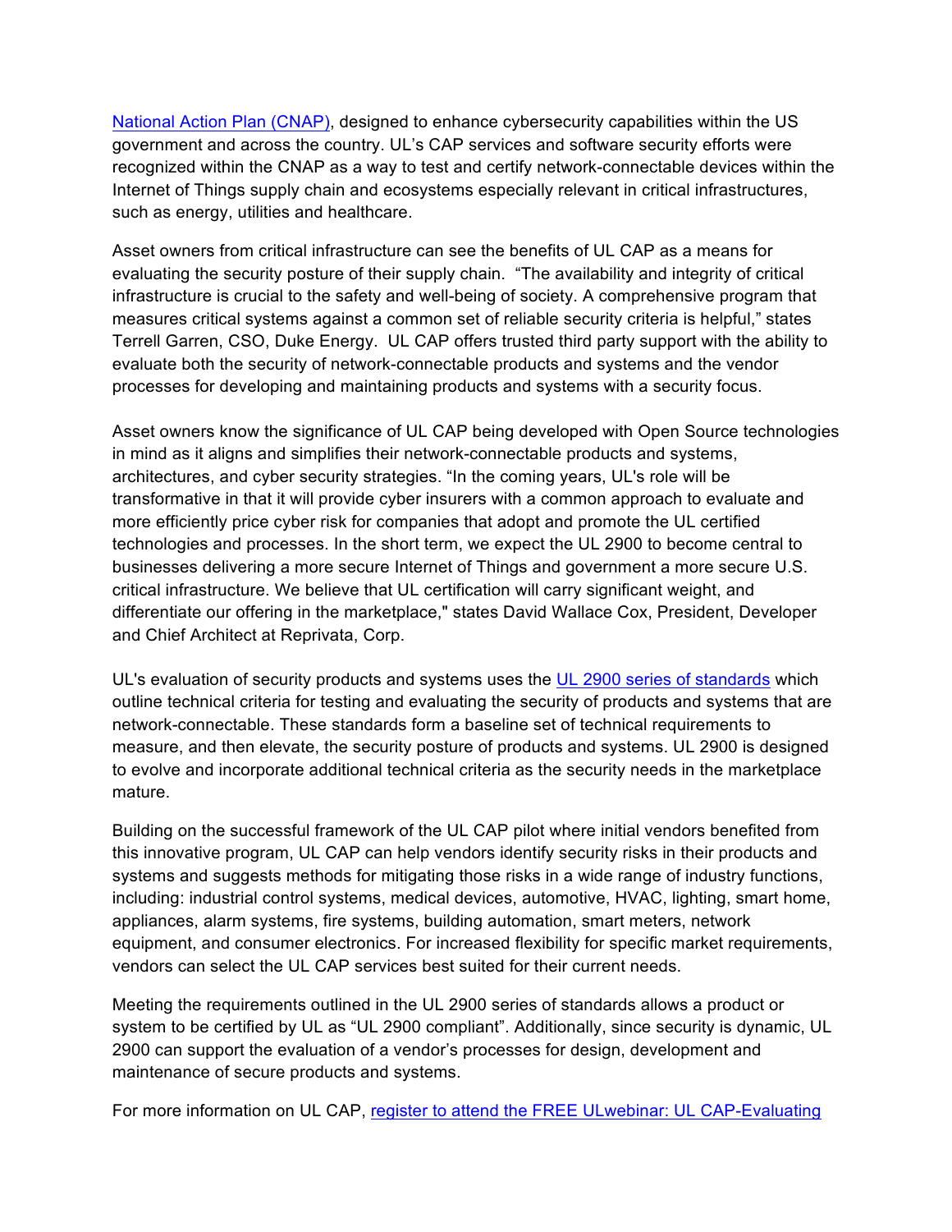National Action Plan (CNAP), designed to enhance cybersecurity capabilities within the US government and across the country. UL's CAP services and software security efforts were recognized within the CNAP as a way to test and certify network-connectable devices within the Internet of Things supply chain and ecosystems especially relevant in critical infrastructures, such as energy, utilities and healthcare.

Asset owners from critical infrastructure can see the benefits of UL CAP as a means for evaluating the security posture of their supply chain. "The availability and integrity of critical infrastructure is crucial to the safety and well-being of society. A comprehensive program that measures critical systems against a common set of reliable security criteria is helpful," states Terrell Garren, CSO, Duke Energy. UL CAP offers trusted third party support with the ability to evaluate both the security of network-connectable products and systems and the vendor processes for developing and maintaining products and systems with a security focus.

Asset owners know the significance of UL CAP being developed with Open Source technologies in mind as it aligns and simplifies their network-connectable products and systems, architectures, and cyber security strategies. "In the coming years, UL's role will be transformative in that it will provide cyber insurers with a common approach to evaluate and more efficiently price cyber risk for companies that adopt and promote the UL certified technologies and processes. In the short term, we expect the UL 2900 to become central to businesses delivering a more secure Internet of Things and government a more secure U.S. critical infrastructure. We believe that UL certification will carry significant weight, and differentiate our offering in the marketplace," states David Wallace Cox, President, Developer and Chief Architect at Reprivata, Corp.

UL's evaluation of security products and systems uses the UL 2900 series of standards which outline technical criteria for testing and evaluating the security of products and systems that are network-connectable. These standards form a baseline set of technical requirements to measure, and then elevate, the security posture of products and systems. UL 2900 is designed to evolve and incorporate additional technical criteria as the security needs in the marketplace mature.

Building on the successful framework of the UL CAP pilot where initial vendors benefited from this innovative program, UL CAP can help vendors identify security risks in their products and systems and suggests methods for mitigating those risks in a wide range of industry functions, including: industrial control systems, medical devices, automotive, HVAC, lighting, smart home, appliances, alarm systems, fire systems, building automation, smart meters, network equipment, and consumer electronics. For increased flexibility for specific market requirements, vendors can select the UL CAP services best suited for their current needs.

Meeting the requirements outlined in the UL 2900 series of standards allows a product or system to be certified by UL as "UL 2900 compliant". Additionally, since security is dynamic, UL 2900 can support the evaluation of a vendor's processes for design, development and maintenance of secure products and systems.

For more information on UL CAP, register to attend the FREE ULwebinar: UL CAP-Evaluating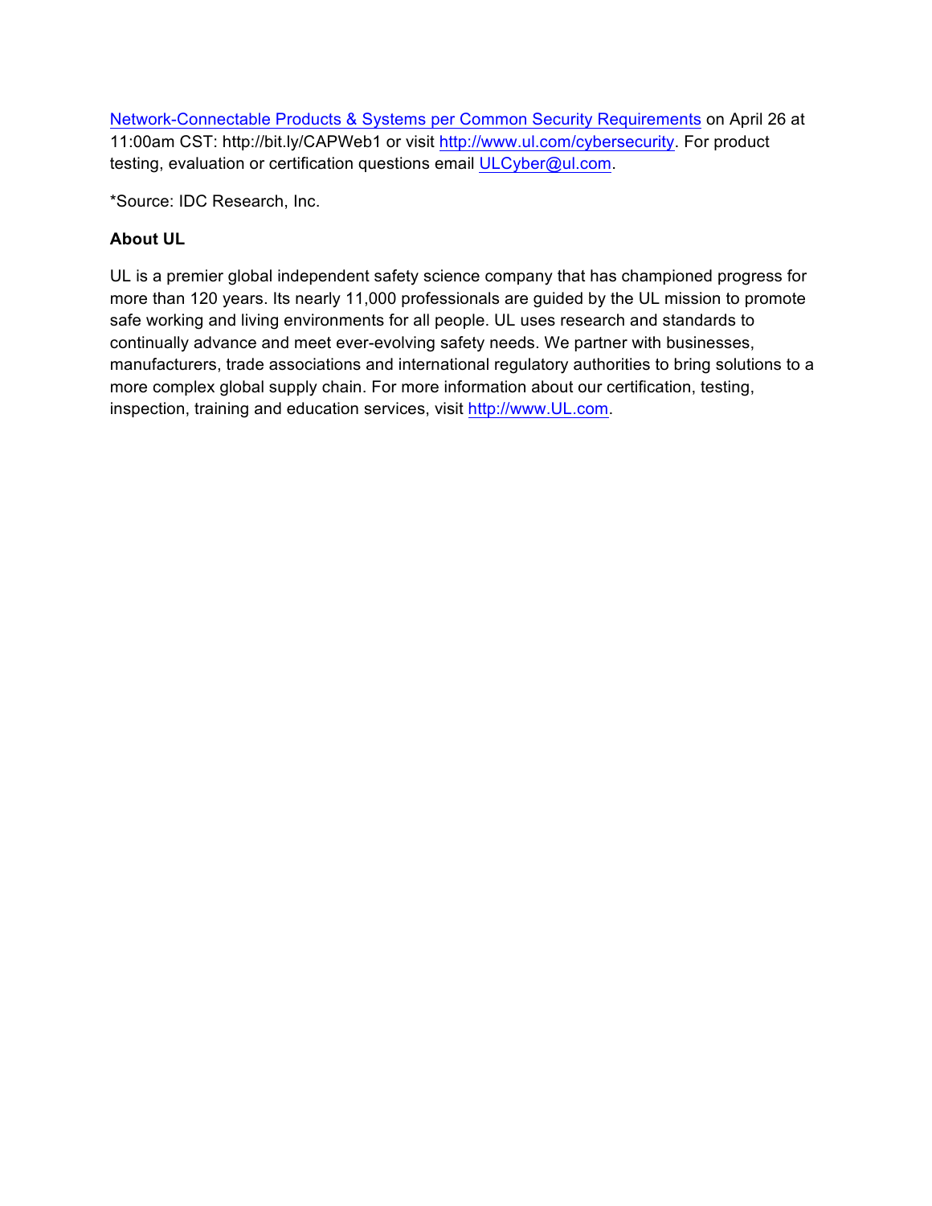Network-Connectable Products & Systems per Common Security Requirements on April 26 at 11:00am CST: http://bit.ly/CAPWeb1 or visit http://www.ul.com/cybersecurity. For product testing, evaluation or certification questions email ULCyber@ul.com.

*Source: IDC Research, Inc.

**About UL**

UL is a premier global independent safety science company that has championed progress for more than 120 years. Its nearly 11,000 professionals are guided by the UL mission to promote safe working and living environments for all people. UL uses research and standards to continually advance and meet ever-evolving safety needs. We partner with businesses, manufacturers, trade associations and international regulatory authorities to bring solutions to a more complex global supply chain. For more information about our certification, testing, inspection, training and education services, visit http://www.UL.com.